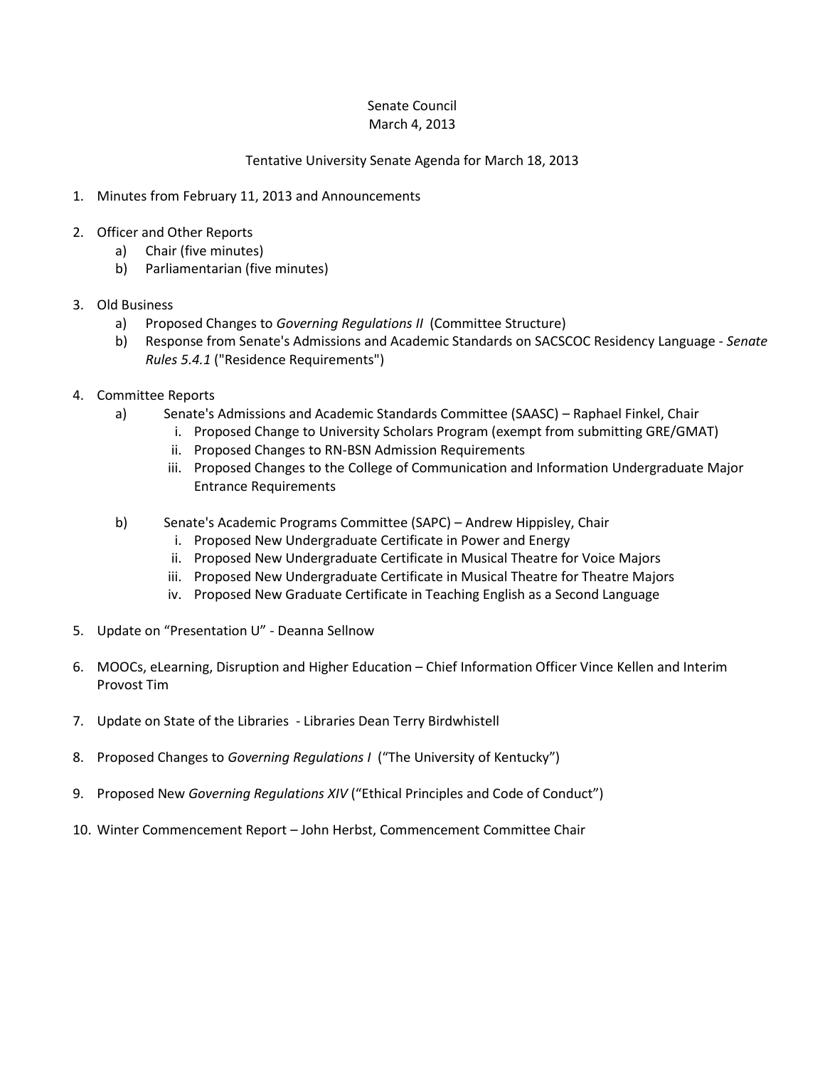Senate Council
March 4, 2013

Tentative University Senate Agenda for March 18, 2013

1. Minutes from February 11, 2013 and Announcements

2. Officer and Other Reports
   a) Chair (five minutes)
   b) Parliamentarian (five minutes)

3. Old Business
   a) Proposed Changes to *Governing Regulations II* (Committee Structure)
   b) Response from Senate's Admissions and Academic Standards on SACSCOC Residency Language - *Senate Rules 5.4.1* ("Residence Requirements")

4. Committee Reports
   a) Senate's Admissions and Academic Standards Committee (SAASC) – Raphael Finkel, Chair
      i. Proposed Change to University Scholars Program (exempt from submitting GRE/GMAT)
      ii. Proposed Changes to RN-BSN Admission Requirements
      iii. Proposed Changes to the College of Communication and Information Undergraduate Major Entrance Requirements

   b) Senate's Academic Programs Committee (SAPC) – Andrew Hippisley, Chair
      i. Proposed New Undergraduate Certificate in Power and Energy
      ii. Proposed New Undergraduate Certificate in Musical Theatre for Voice Majors
      iii. Proposed New Undergraduate Certificate in Musical Theatre for Theatre Majors
      iv. Proposed New Graduate Certificate in Teaching English as a Second Language

5. Update on "Presentation U" - Deanna Sellnow

6. MOOCs, eLearning, Disruption and Higher Education – Chief Information Officer Vince Kellen and Interim Provost Tim

7. Update on State of the Libraries - Libraries Dean Terry Birdwhistell

8. Proposed Changes to *Governing Regulations I* ("The University of Kentucky")

9. Proposed New *Governing Regulations XIV* ("Ethical Principles and Code of Conduct")

10. Winter Commencement Report – John Herbst, Commencement Committee Chair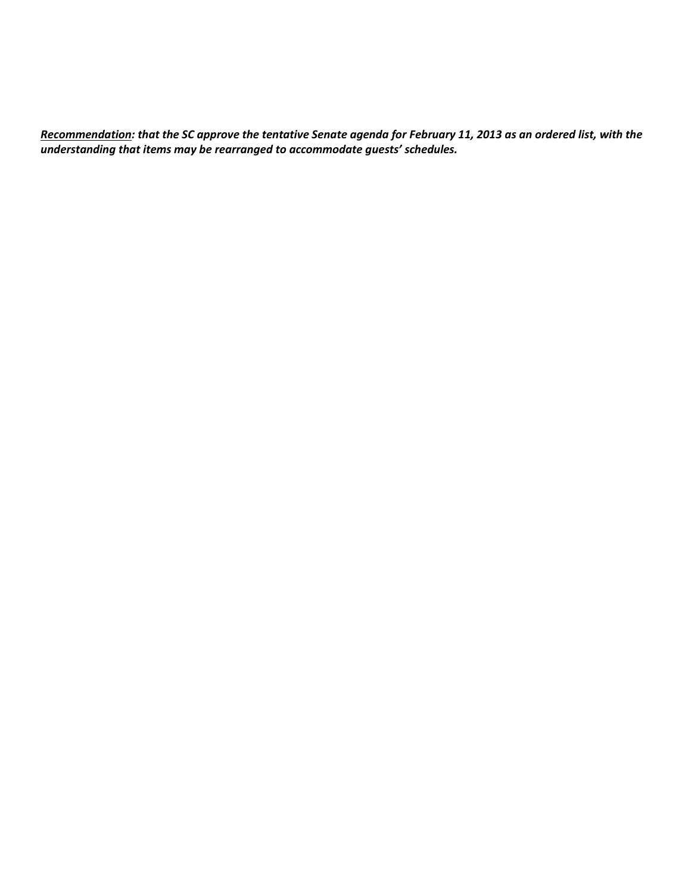***<u>Recommendation</u>: that the SC approve the tentative Senate agenda for February 11, 2013 as an ordered list, with the understanding that items may be rearranged to accommodate guests' schedules.***